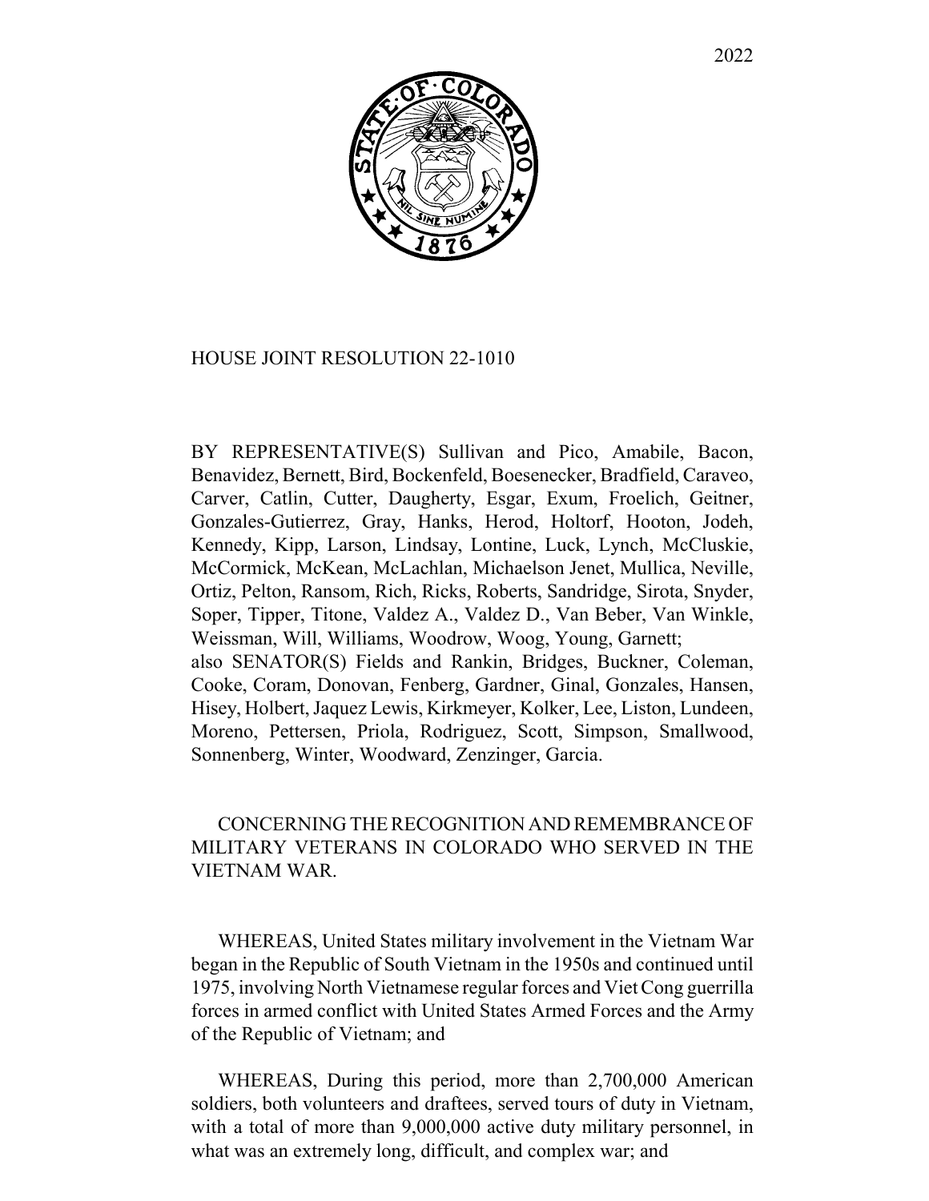2022

# HOUSE JOINT RESOLUTION 22-1010

BY REPRESENTATIVE(S) Sullivan and Pico, Amabile, Bacon, Benavidez, Bernett, Bird, Bockenfeld, Boesenecker, Bradfield, Caraveo, Carver, Catlin, Cutter, Daugherty, Esgar, Exum, Froelich, Geitner, Gonzales-Gutierrez, Gray, Hanks, Herod, Holtorf, Hooton, Jodeh, Kennedy, Kipp, Larson, Lindsay, Lontine, Luck, Lynch, McCluskie, McCormick, McKean, McLachlan, Michaelson Jenet, Mullica, Neville, Ortiz, Pelton, Ransom, Rich, Ricks, Roberts, Sandridge, Sirota, Snyder, Soper, Tipper, Titone, Valdez A., Valdez D., Van Beber, Van Winkle, Weissman, Will, Williams, Woodrow, Woog, Young, Garnett;
also SENATOR(S) Fields and Rankin, Bridges, Buckner, Coleman, Cooke, Coram, Donovan, Fenberg, Gardner, Ginal, Gonzales, Hansen, Hisey, Holbert, Jaquez Lewis, Kirkmeyer, Kolker, Lee, Liston, Lundeen, Moreno, Pettersen, Priola, Rodriguez, Scott, Simpson, Smallwood, Sonnenberg, Winter, Woodward, Zenzinger, Garcia.

CONCERNING THE RECOGNITION AND REMEMBRANCE OF MILITARY VETERANS IN COLORADO WHO SERVED IN THE VIETNAM WAR.

WHEREAS, United States military involvement in the Vietnam War began in the Republic of South Vietnam in the 1950s and continued until 1975, involving North Vietnamese regular forces and Viet Cong guerrilla forces in armed conflict with United States Armed Forces and the Army of the Republic of Vietnam; and

WHEREAS, During this period, more than 2,700,000 American soldiers, both volunteers and draftees, served tours of duty in Vietnam, with a total of more than 9,000,000 active duty military personnel, in what was an extremely long, difficult, and complex war; and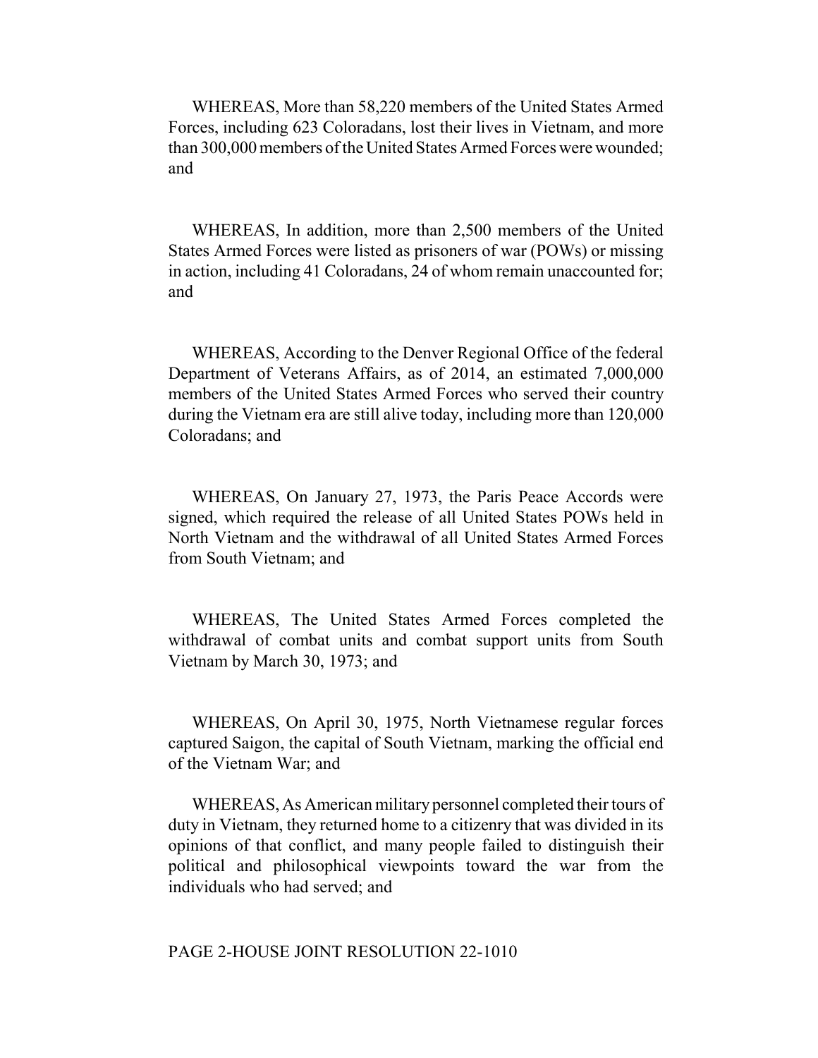WHEREAS, More than 58,220 members of the United States Armed Forces, including 623 Coloradans, lost their lives in Vietnam, and more than 300,000 members of the United States Armed Forces were wounded; and

WHEREAS, In addition, more than 2,500 members of the United States Armed Forces were listed as prisoners of war (POWs) or missing in action, including 41 Coloradans, 24 of whom remain unaccounted for; and

WHEREAS, According to the Denver Regional Office of the federal Department of Veterans Affairs, as of 2014, an estimated 7,000,000 members of the United States Armed Forces who served their country during the Vietnam era are still alive today, including more than 120,000 Coloradans; and

WHEREAS, On January 27, 1973, the Paris Peace Accords were signed, which required the release of all United States POWs held in North Vietnam and the withdrawal of all United States Armed Forces from South Vietnam; and

WHEREAS, The United States Armed Forces completed the withdrawal of combat units and combat support units from South Vietnam by March 30, 1973; and

WHEREAS, On April 30, 1975, North Vietnamese regular forces captured Saigon, the capital of South Vietnam, marking the official end of the Vietnam War; and

WHEREAS, As American military personnel completed their tours of duty in Vietnam, they returned home to a citizenry that was divided in its opinions of that conflict, and many people failed to distinguish their political and philosophical viewpoints toward the war from the individuals who had served; and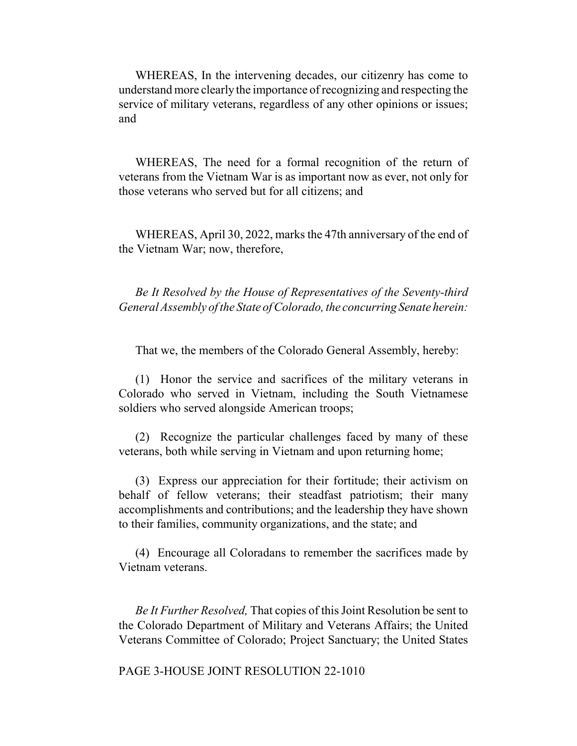WHEREAS, In the intervening decades, our citizenry has come to understand more clearly the importance of recognizing and respecting the service of military veterans, regardless of any other opinions or issues; and

WHEREAS, The need for a formal recognition of the return of veterans from the Vietnam War is as important now as ever, not only for those veterans who served but for all citizens; and

WHEREAS, April 30, 2022, marks the 47th anniversary of the end of the Vietnam War; now, therefore,

*Be It Resolved by the House of Representatives of the Seventy-third General Assembly of the State of Colorado, the concurring Senate herein:*

That we, the members of the Colorado General Assembly, hereby:

(1) Honor the service and sacrifices of the military veterans in Colorado who served in Vietnam, including the South Vietnamese soldiers who served alongside American troops;

(2) Recognize the particular challenges faced by many of these veterans, both while serving in Vietnam and upon returning home;

(3) Express our appreciation for their fortitude; their activism on behalf of fellow veterans; their steadfast patriotism; their many accomplishments and contributions; and the leadership they have shown to their families, community organizations, and the state; and

(4) Encourage all Coloradans to remember the sacrifices made by Vietnam veterans.

*Be It Further Resolved,* That copies of this Joint Resolution be sent to the Colorado Department of Military and Veterans Affairs; the United Veterans Committee of Colorado; Project Sanctuary; the United States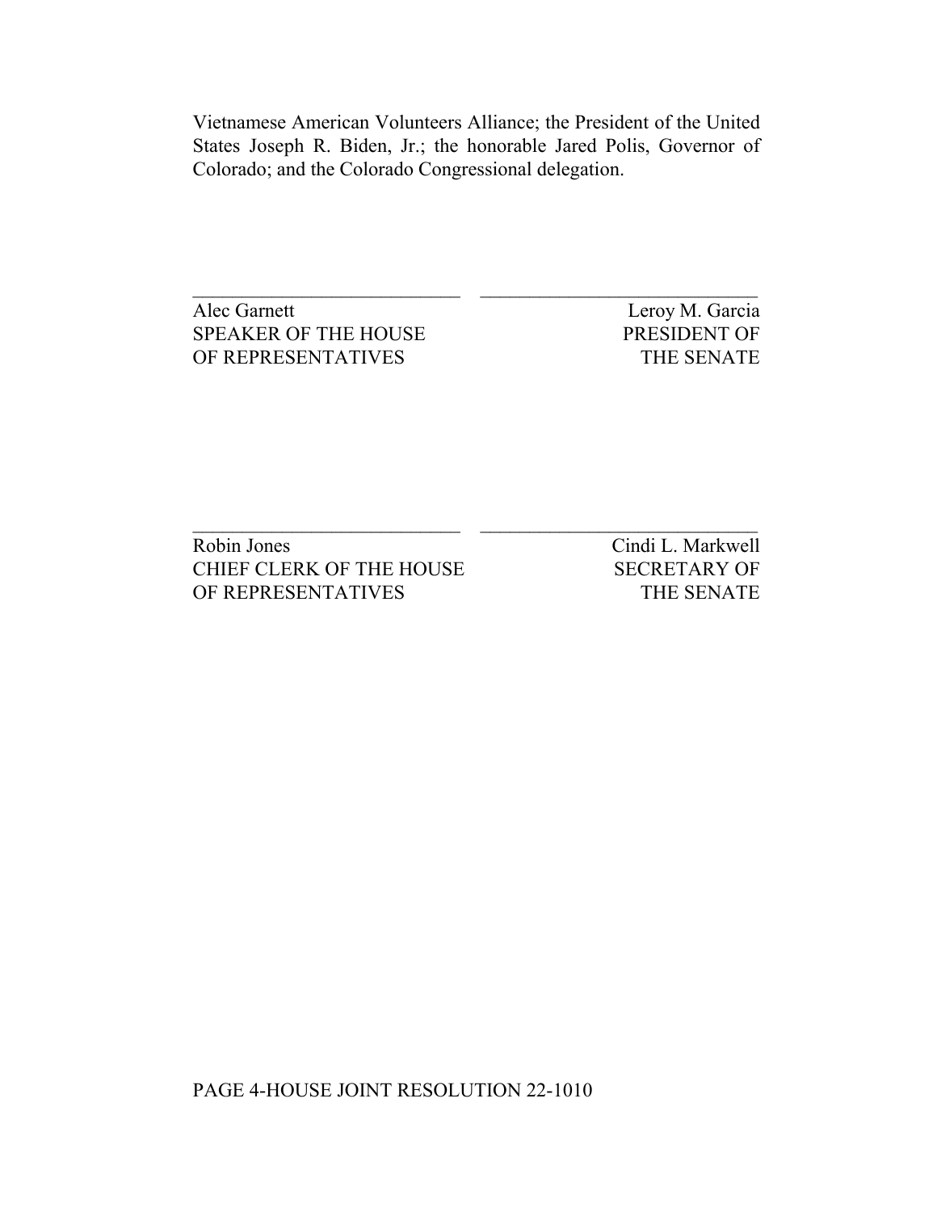Vietnamese American Volunteers Alliance; the President of the United States Joseph R. Biden, Jr.; the honorable Jared Polis, Governor of Colorado; and the Colorado Congressional delegation.

| | |
|---|---|
| \_\_\_\_\_\_\_\_\_\_\_\_\_\_\_\_\_\_\_\_\_\_\_\_\_\_\_<br>Alec Garnett<br>SPEAKER OF THE HOUSE<br>OF REPRESENTATIVES | \_\_\_\_\_\_\_\_\_\_\_\_\_\_\_\_\_\_\_\_\_\_\_\_\_\_\_<br>Leroy M. Garcia<br>PRESIDENT OF<br>THE SENATE |
| \_\_\_\_\_\_\_\_\_\_\_\_\_\_\_\_\_\_\_\_\_\_\_\_\_\_\_<br>Robin Jones<br>CHIEF CLERK OF THE HOUSE<br>OF REPRESENTATIVES | \_\_\_\_\_\_\_\_\_\_\_\_\_\_\_\_\_\_\_\_\_\_\_\_\_\_\_<br>Cindi L. Markwell<br>SECRETARY OF<br>THE SENATE |

PAGE 4-HOUSE JOINT RESOLUTION 22-1010